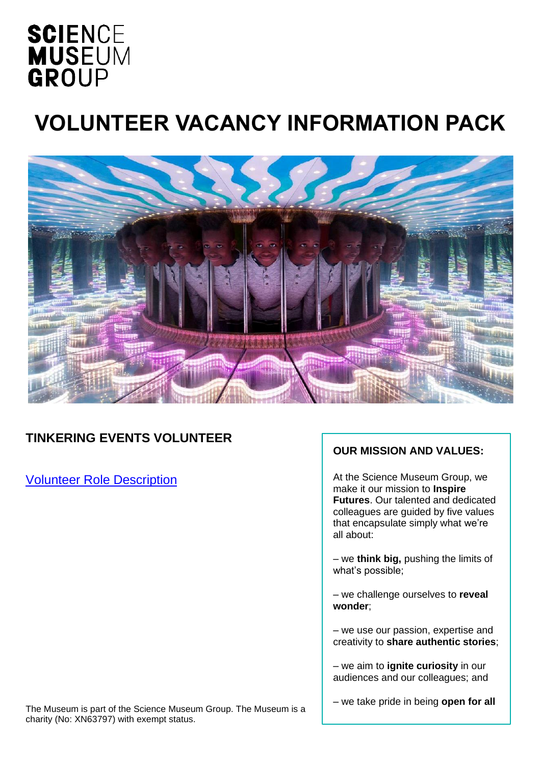SCIENCE MUSEUM GROUP

# VOLUNTEER VACANCY INFORMATION PACK

## TINKERING EVENTS VOLUNTEER

[Volunteer Role Description]

### OUR MISSION AND VALUES:

At the Science Museum Group, we make it our mission to **Inspire Futures**. Our talented and dedicated colleagues are guided by five values that encapsulate simply what we're all about:

– we **think big,** pushing the limits of what's possible;

– we challenge ourselves to **reveal wonder**;

– we use our passion, expertise and creativity to **share authentic stories**;

– we aim to **ignite curiosity** in our audiences and our colleagues; and

– we take pride in being **open for all**

The Museum is part of the Science Museum Group. The Museum is a charity (No: XN63797) with exempt status.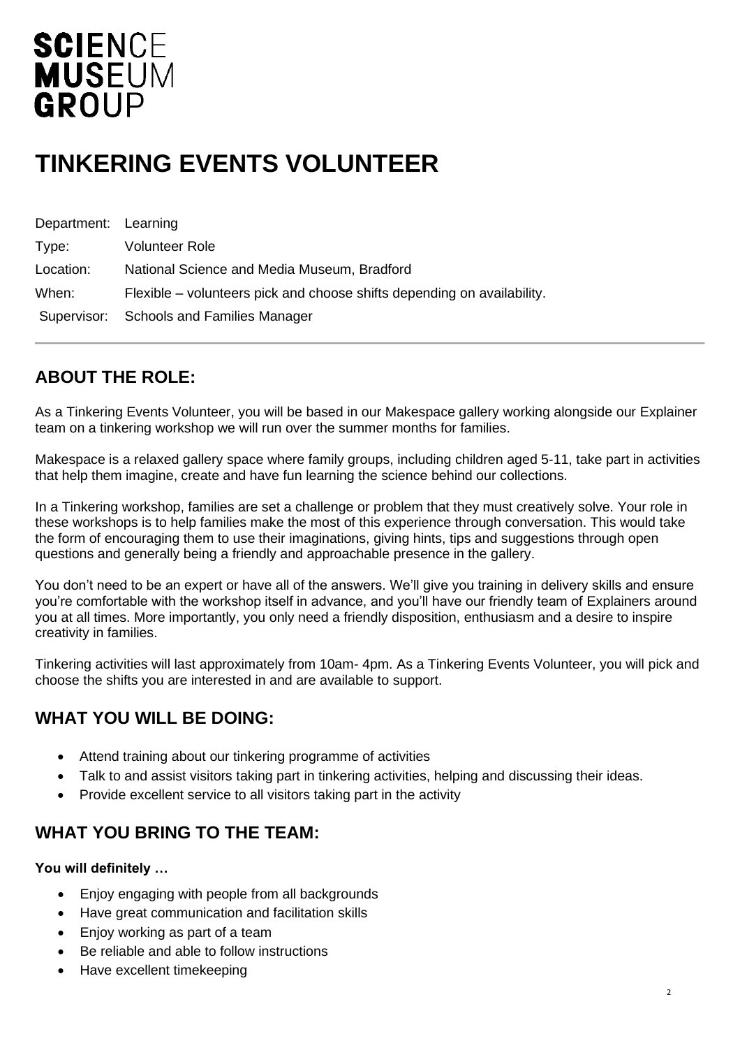SCIENCE
MUSEUM
GROUP

# TINKERING EVENTS VOLUNTEER

| | |
|---|---|
| Department: | Learning |
| Type: | Volunteer Role |
| Location: | National Science and Media Museum, Bradford |
| When: | Flexible – volunteers pick and choose shifts depending on availability. |
| Supervisor: | Schools and Families Manager |

## ABOUT THE ROLE:

As a Tinkering Events Volunteer, you will be based in our Makespace gallery working alongside our Explainer team on a tinkering workshop we will run over the summer months for families.

Makespace is a relaxed gallery space where family groups, including children aged 5-11, take part in activities that help them imagine, create and have fun learning the science behind our collections.

In a Tinkering workshop, families are set a challenge or problem that they must creatively solve. Your role in these workshops is to help families make the most of this experience through conversation. This would take the form of encouraging them to use their imaginations, giving hints, tips and suggestions through open questions and generally being a friendly and approachable presence in the gallery.

You don't need to be an expert or have all of the answers. We'll give you training in delivery skills and ensure you're comfortable with the workshop itself in advance, and you'll have our friendly team of Explainers around you at all times. More importantly, you only need a friendly disposition, enthusiasm and a desire to inspire creativity in families.

Tinkering activities will last approximately from 10am- 4pm. As a Tinkering Events Volunteer, you will pick and choose the shifts you are interested in and are available to support.

## WHAT YOU WILL BE DOING:

- Attend training about our tinkering programme of activities
- Talk to and assist visitors taking part in tinkering activities, helping and discussing their ideas.
- Provide excellent service to all visitors taking part in the activity

## WHAT YOU BRING TO THE TEAM:

**You will definitely …**

- Enjoy engaging with people from all backgrounds
- Have great communication and facilitation skills
- Enjoy working as part of a team
- Be reliable and able to follow instructions
- Have excellent timekeeping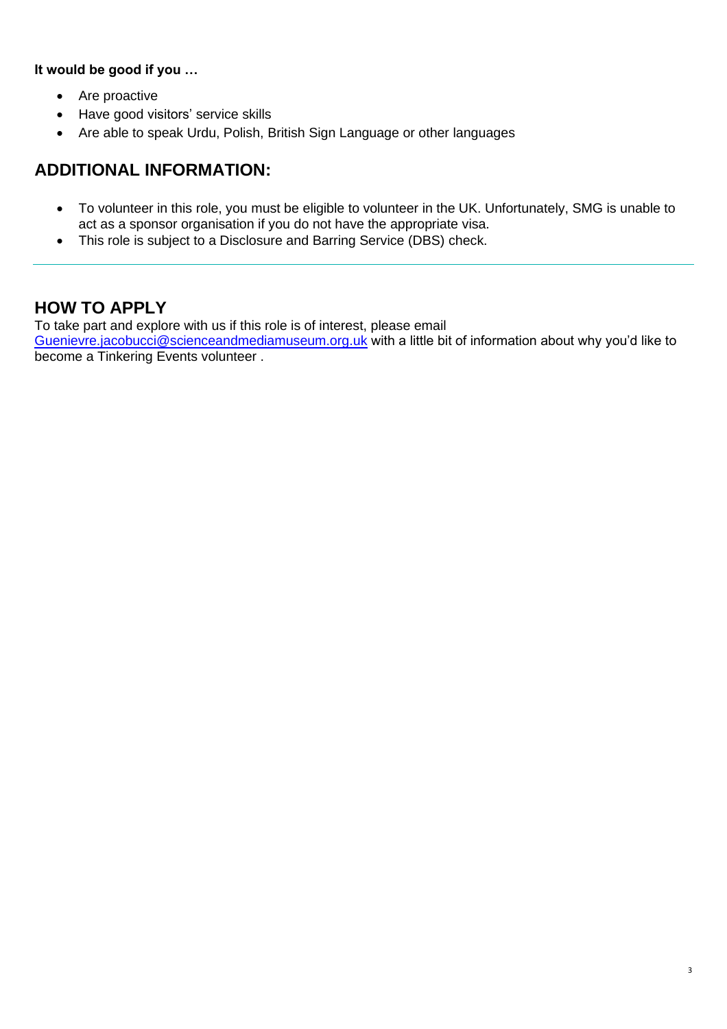**It would be good if you …**

- Are proactive
- Have good visitors' service skills
- Are able to speak Urdu, Polish, British Sign Language or other languages

## ADDITIONAL INFORMATION:

- To volunteer in this role, you must be eligible to volunteer in the UK. Unfortunately, SMG is unable to act as a sponsor organisation if you do not have the appropriate visa.
- This role is subject to a Disclosure and Barring Service (DBS) check.

---

## HOW TO APPLY

To take part and explore with us if this role is of interest, please email Guenievre.jacobucci@scienceandmediamuseum.org.uk with a little bit of information about why you'd like to become a Tinkering Events volunteer .